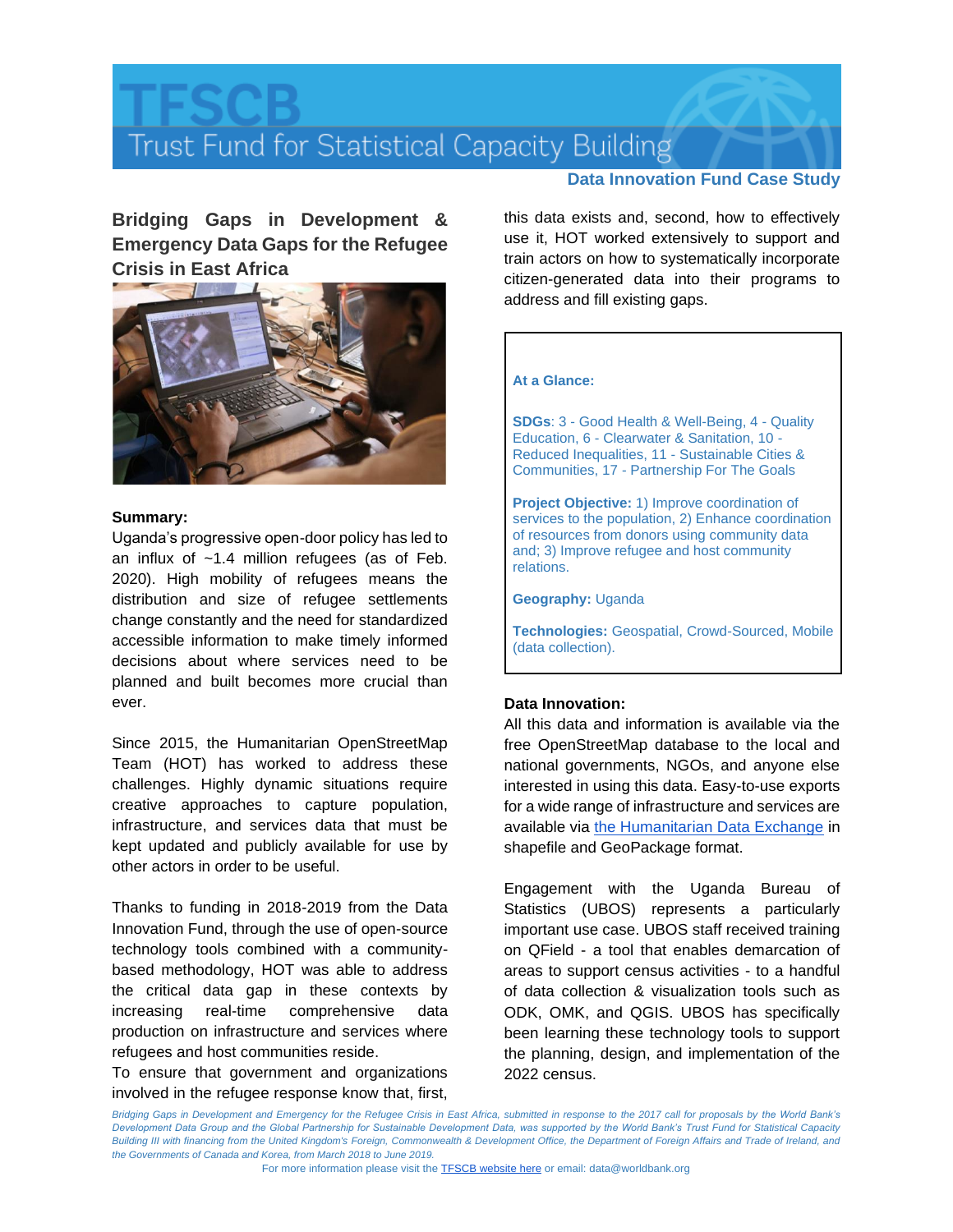# TFSCB

Trust Fund for Statistical Capacity Building

**Data Innovation Fund Case Study**

## Bridging Gaps in Development & Emergency Data Gaps for the Refugee Crisis in East Africa

**Summary:**

Uganda's progressive open-door policy has led to an influx of ~1.4 million refugees (as of Feb. 2020). High mobility of refugees means the distribution and size of refugee settlements change constantly and the need for standardized accessible information to make timely informed decisions about where services need to be planned and built becomes more crucial than ever.

Since 2015, the Humanitarian OpenStreetMap Team (HOT) has worked to address these challenges. Highly dynamic situations require creative approaches to capture population, infrastructure, and services data that must be kept updated and publicly available for use by other actors in order to be useful.

Thanks to funding in 2018-2019 from the Data Innovation Fund, through the use of open-source technology tools combined with a community-based methodology, HOT was able to address the critical data gap in these contexts by increasing real-time comprehensive data production on infrastructure and services where refugees and host communities reside.

To ensure that government and organizations involved in the refugee response know that, first, this data exists and, second, how to effectively use it, HOT worked extensively to support and train actors on how to systematically incorporate citizen-generated data into their programs to address and fill existing gaps.

**At a Glance:**

**SDGs**: 3 - Good Health & Well-Being, 4 - Quality Education, 6 - Clearwater & Sanitation, 10 - Reduced Inequalities, 11 - Sustainable Cities & Communities, 17 - Partnership For The Goals

**Project Objective:** 1) Improve coordination of services to the population, 2) Enhance coordination of resources from donors using community data and; 3) Improve refugee and host community relations.

**Geography:** Uganda

**Technologies:** Geospatial, Crowd-Sourced, Mobile (data collection).

**Data Innovation:**

All this data and information is available via the free OpenStreetMap database to the local and national governments, NGOs, and anyone else interested in using this data. Easy-to-use exports for a wide range of infrastructure and services are available via [the Humanitarian Data Exchange]() in shapefile and GeoPackage format.

Engagement with the Uganda Bureau of Statistics (UBOS) represents a particularly important use case. UBOS staff received training on QField - a tool that enables demarcation of areas to support census activities - to a handful of data collection & visualization tools such as ODK, OMK, and QGIS. UBOS has specifically been learning these technology tools to support the planning, design, and implementation of the 2022 census.

*Bridging Gaps in Development and Emergency for the Refugee Crisis in East Africa, submitted in response to the 2017 call for proposals by the World Bank's Development Data Group and the Global Partnership for Sustainable Development Data, was supported by the World Bank's Trust Fund for Statistical Capacity Building III with financing from the United Kingdom's Foreign, Commonwealth & Development Office, the Department of Foreign Affairs and Trade of Ireland, and the Governments of Canada and Korea, from March 2018 to June 2019.*

For more information please visit the [TFSCB website here]() or email: data@worldbank.org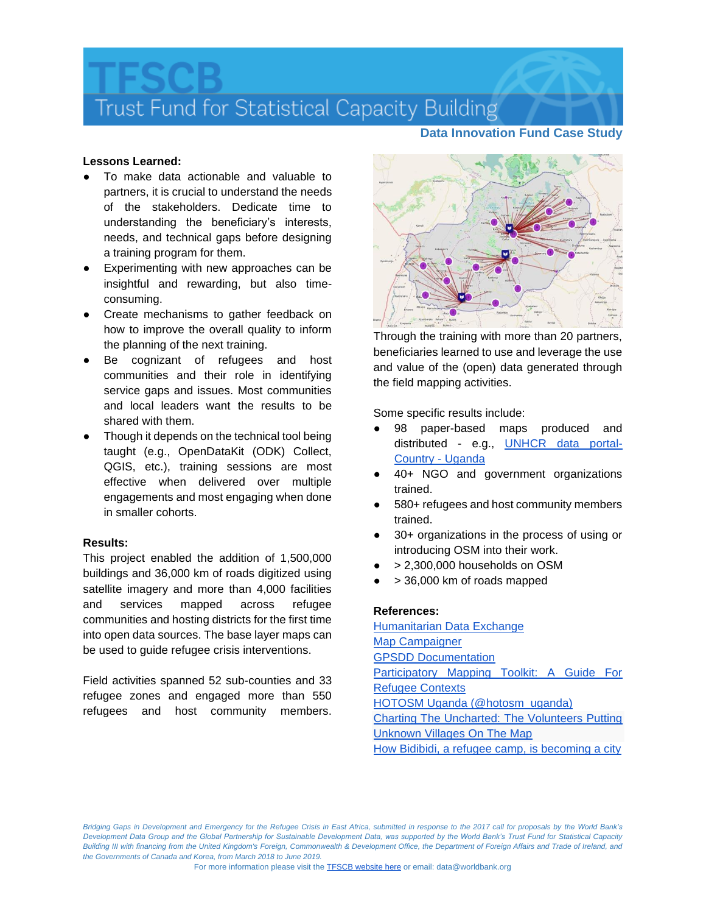**Data Innovation Fund Case Study**

**Lessons Learned:**

- To make data actionable and valuable to partners, it is crucial to understand the needs of the stakeholders. Dedicate time to understanding the beneficiary's interests, needs, and technical gaps before designing a training program for them.
- Experimenting with new approaches can be insightful and rewarding, but also time-consuming.
- Create mechanisms to gather feedback on how to improve the overall quality to inform the planning of the next training.
- Be cognizant of refugees and host communities and their role in identifying service gaps and issues. Most communities and local leaders want the results to be shared with them.
- Though it depends on the technical tool being taught (e.g., OpenDataKit (ODK) Collect, QGIS, etc.), training sessions are most effective when delivered over multiple engagements and most engaging when done in smaller cohorts.

**Results:**

This project enabled the addition of 1,500,000 buildings and 36,000 km of roads digitized using satellite imagery and more than 4,000 facilities and services mapped across refugee communities and hosting districts for the first time into open data sources. The base layer maps can be used to guide refugee crisis interventions.

Field activities spanned 52 sub-counties and 33 refugee zones and engaged more than 550 refugees and host community members.

Through the training with more than 20 partners, beneficiaries learned to use and leverage the use and value of the (open) data generated through the field mapping activities.

Some specific results include:

- 98 paper-based maps produced and distributed - e.g., [UNHCR data portal- Country - Uganda]
- 40+ NGO and government organizations trained.
- 580+ refugees and host community members trained.
- 30+ organizations in the process of using or introducing OSM into their work.
- > 2,300,000 households on OSM
- > 36,000 km of roads mapped

**References:**

Humanitarian Data Exchange
Map Campaigner
GPSDD Documentation
Participatory Mapping Toolkit: A Guide For Refugee Contexts
HOTOSM Uganda (@hotosm_uganda)
Charting The Uncharted: The Volunteers Putting Unknown Villages On The Map
How Bidibidi, a refugee camp, is becoming a city

*Bridging Gaps in Development and Emergency for the Refugee Crisis in East Africa, submitted in response to the 2017 call for proposals by the World Bank's Development Data Group and the Global Partnership for Sustainable Development Data, was supported by the World Bank's Trust Fund for Statistical Capacity Building III with financing from the United Kingdom's Foreign, Commonwealth & Development Office, the Department of Foreign Affairs and Trade of Ireland, and the Governments of Canada and Korea, from March 2018 to June 2019.*

For more information please visit the TFSCB website here or email: data@worldbank.org